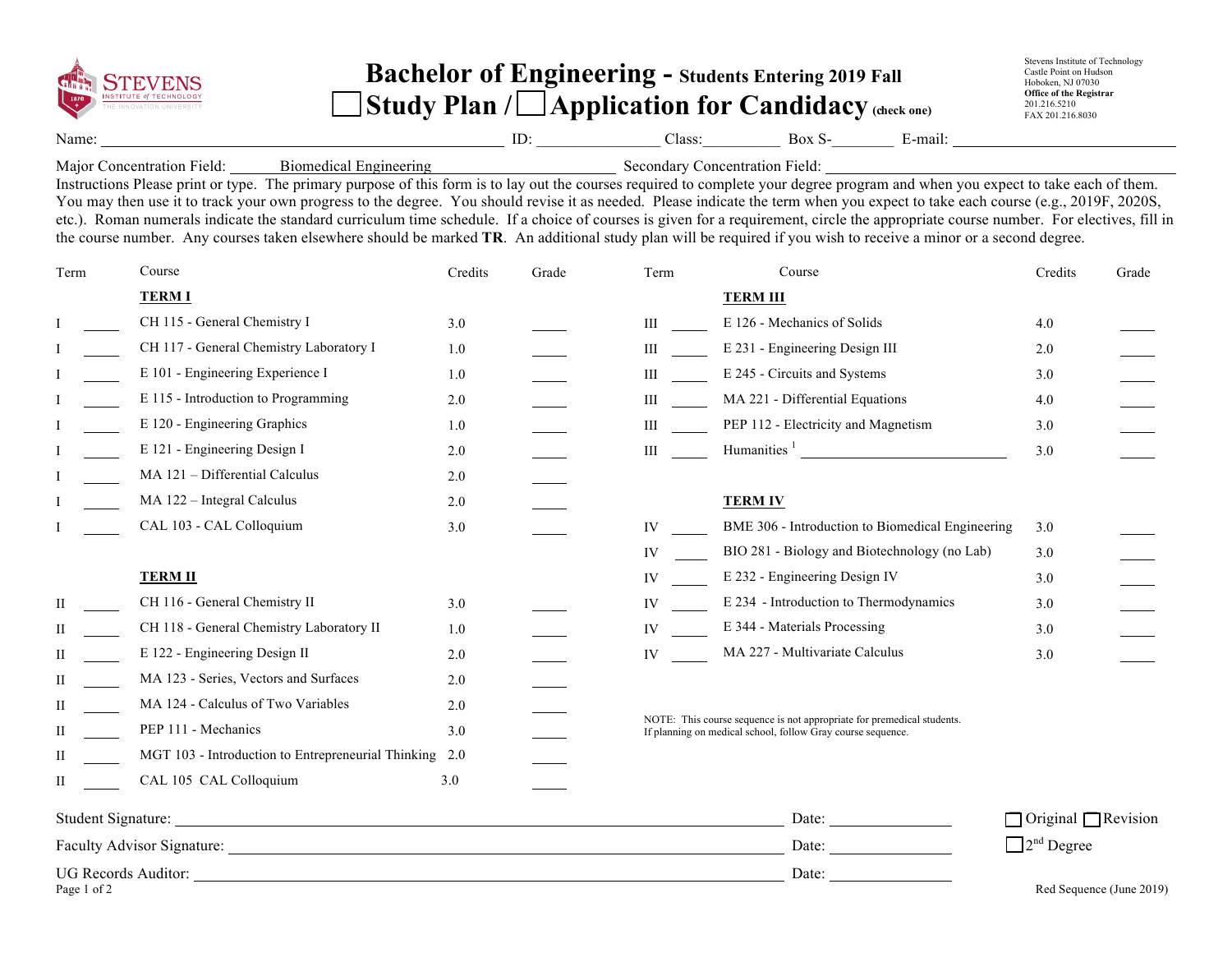Stevens Institute of Technology
Castle Point on Hudson
Hoboken, NJ 07030
**Office of the Registrar**
201.216.5210
FAX 201.216.8030

# Bachelor of Engineering - Students Entering 2019 Fall

## ☐ Study Plan / ☐ Application for Candidacy (check one)

Name: ______________________ ID: ____________ Class: ________ Box S-________ E-mail: ______________________

Major Concentration Field: Biomedical Engineering Secondary Concentration Field: ______________________

Instructions Please print or type. The primary purpose of this form is to lay out the courses required to complete your degree program and when you expect to take each of them. You may then use it to track your own progress to the degree. You should revise it as needed. Please indicate the term when you expect to take each course (e.g., 2019F, 2020S, etc.). Roman numerals indicate the standard curriculum time schedule. If a choice of courses is given for a requirement, circle the appropriate course number. For electives, fill in the course number. Any courses taken elsewhere should be marked **TR**. An additional study plan will be required if you wish to receive a minor or a second degree.

| Term | | Course | Credits | Grade |
|---|---|---|---|---|
| | | **TERM I** | | |
| I | ____ | CH 115 - General Chemistry I | 3.0 | ____ |
| I | ____ | CH 117 - General Chemistry Laboratory I | 1.0 | ____ |
| I | ____ | E 101 - Engineering Experience I | 1.0 | ____ |
| I | ____ | E 115 - Introduction to Programming | 2.0 | ____ |
| I | ____ | E 120 - Engineering Graphics | 1.0 | ____ |
| I | ____ | E 121 - Engineering Design I | 2.0 | ____ |
| I | ____ | MA 121 – Differential Calculus | 2.0 | ____ |
| I | ____ | MA 122 – Integral Calculus | 2.0 | ____ |
| I | ____ | CAL 103 - CAL Colloquium | 3.0 | ____ |
| | | **TERM II** | | |
| II | ____ | CH 116 - General Chemistry II | 3.0 | ____ |
| II | ____ | CH 118 - General Chemistry Laboratory II | 1.0 | ____ |
| II | ____ | E 122 - Engineering Design II | 2.0 | ____ |
| II | ____ | MA 123 - Series, Vectors and Surfaces | 2.0 | ____ |
| II | ____ | MA 124 - Calculus of Two Variables | 2.0 | ____ |
| II | ____ | PEP 111 - Mechanics | 3.0 | ____ |
| II | ____ | MGT 103 - Introduction to Entrepreneurial Thinking | 2.0 | ____ |
| II | ____ | CAL 105 CAL Colloquium | 3.0 | ____ |

| Term | | Course | Credits | Grade |
|---|---|---|---|---|
| | | **TERM III** | | |
| III | ____ | E 126 - Mechanics of Solids | 4.0 | ____ |
| III | ____ | E 231 - Engineering Design III | 2.0 | ____ |
| III | ____ | E 245 - Circuits and Systems | 3.0 | ____ |
| III | ____ | MA 221 - Differential Equations | 4.0 | ____ |
| III | ____ | PEP 112 - Electricity and Magnetism | 3.0 | ____ |
| III | ____ | Humanities [1] ______________________ | 3.0 | ____ |
| | | **TERM IV** | | |
| IV | ____ | BME 306 - Introduction to Biomedical Engineering | 3.0 | ____ |
| IV | ____ | BIO 281 - Biology and Biotechnology (no Lab) | 3.0 | ____ |
| IV | ____ | E 232 - Engineering Design IV | 3.0 | ____ |
| IV | ____ | E 234 - Introduction to Thermodynamics | 3.0 | ____ |
| IV | ____ | E 344 - Materials Processing | 3.0 | ____ |
| IV | ____ | MA 227 - Multivariate Calculus | 3.0 | ____ |

NOTE: This course sequence is not appropriate for premedical students.
If planning on medical school, follow Gray course sequence.

Student Signature: ______________________ Date: ____________ ☐ Original ☐ Revision

Faculty Advisor Signature: ______________________ Date: ____________ ☐ 2nd Degree

UG Records Auditor: ______________________ Date: ____________

Red Sequence (June 2019)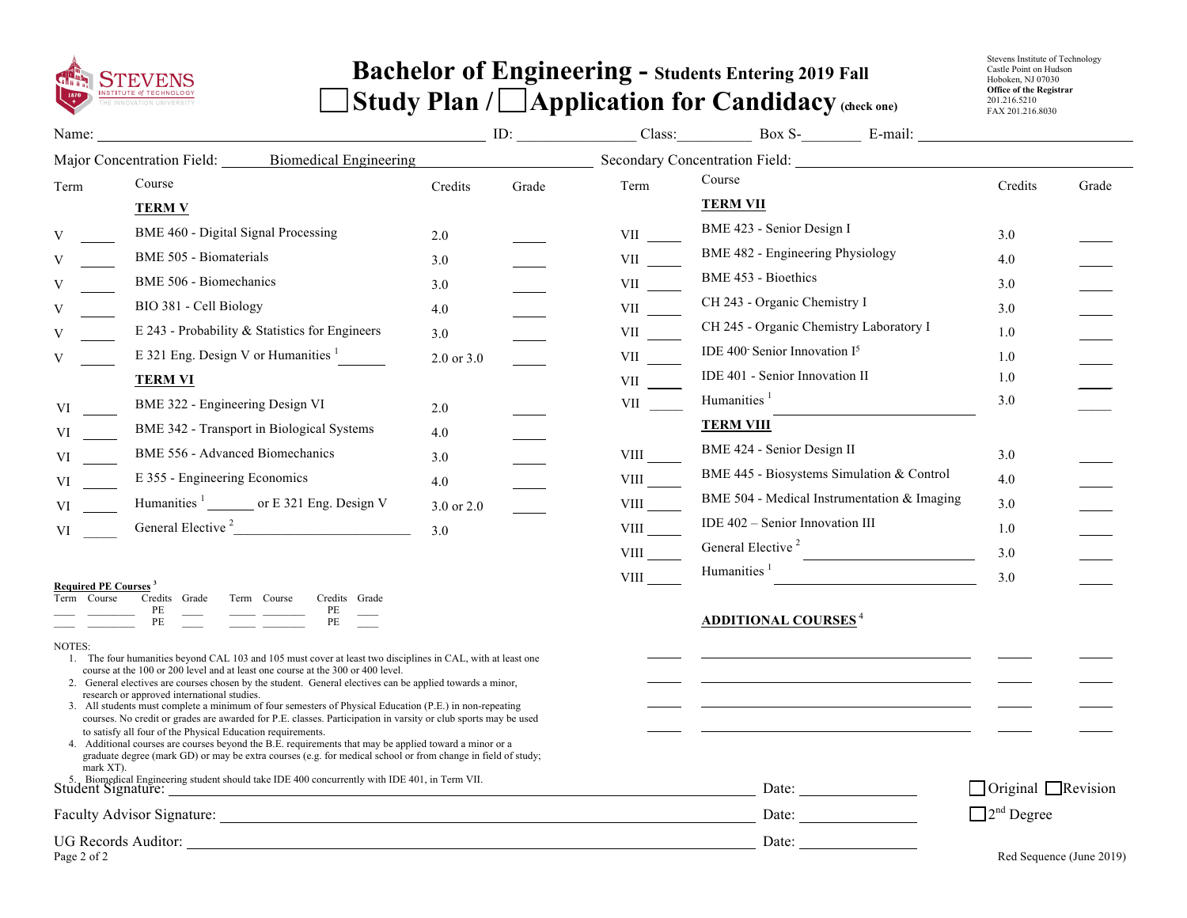STEVENS INSTITUTE of TECHNOLOGY
THE INNOVATION UNIVERSITY

# Bachelor of Engineering - Students Entering 2019 Fall

## ☐ Study Plan / ☐ Application for Candidacy (check one)

Stevens Institute of Technology
Castle Point on Hudson
Hoboken, NJ 07030
**Office of the Registrar**
201.216.5210
FAX 201.216.8030

Name: ______________________ ID: ____________ Class: ________ Box S-________ E-mail: ____________________

Major Concentration Field: Biomedical Engineering Secondary Concentration Field: ____________________

| Term | Course | Credits | Grade |
|---|---|---|---|
| | **TERM V** | | |
| V ____ | BME 460 - Digital Signal Processing | 2.0 | ____ |
| V ____ | BME 505 - Biomaterials | 3.0 | ____ |
| V ____ | BME 506 - Biomechanics | 3.0 | ____ |
| V ____ | BIO 381 - Cell Biology | 4.0 | ____ |
| V ____ | E 243 - Probability & Statistics for Engineers | 3.0 | ____ |
| V ____ | E 321 Eng. Design V or Humanities [1] ______ | 2.0 or 3.0 | ____ |
| | **TERM VI** | | |
| VI ____ | BME 322 - Engineering Design VI | 2.0 | ____ |
| VI ____ | BME 342 - Transport in Biological Systems | 4.0 | ____ |
| VI ____ | BME 556 - Advanced Biomechanics | 3.0 | ____ |
| VI ____ | E 355 - Engineering Economics | 4.0 | ____ |
| VI ____ | Humanities [1] ______ or E 321 Eng. Design V | 3.0 or 2.0 | ____ |
| VI ____ | General Elective [2] ____________________ | 3.0 | |

| Term | Course | Credits | Grade |
|---|---|---|---|
| | **TERM VII** | | |
| VII ____ | BME 423 - Senior Design I | 3.0 | ____ |
| VII ____ | BME 482 - Engineering Physiology | 4.0 | ____ |
| VII ____ | BME 453 - Bioethics | 3.0 | ____ |
| VII ____ | CH 243 - Organic Chemistry I | 3.0 | ____ |
| VII ____ | CH 245 - Organic Chemistry Laboratory I | 1.0 | ____ |
| VII ____ | IDE 400- Senior Innovation I[5] | 1.0 | ____ |
| VII ____ | IDE 401 - Senior Innovation II | 1.0 | ____ |
| VII ____ | Humanities [1] ____________________ | 3.0 | ____ |
| | **TERM VIII** | | |
| VIII ____ | BME 424 - Senior Design II | 3.0 | ____ |
| VIII ____ | BME 445 - Biosystems Simulation & Control | 4.0 | ____ |
| VIII ____ | BME 504 - Medical Instrumentation & Imaging | 3.0 | ____ |
| VIII ____ | IDE 402 – Senior Innovation III | 1.0 | ____ |
| VIII ____ | General Elective [2] ____________________ | 3.0 | ____ |
| VIII ____ | Humanities [1] ____________________ | 3.0 | ____ |

**Required PE Courses** [3]

| Term | Course | Credits | Grade | Term | Course | Credits | Grade |
|---|---|---|---|---|---|---|---|
| ____ | ________ | PE | ____ | ____ | ________ | PE | ____ |
| ____ | ________ | PE | ____ | ____ | ________ | PE | ____ |

**ADDITIONAL COURSES** [4]

| Term | Course | Credits | Grade |
|---|---|---|---|
| ____ | ____________________ | ____ | ____ |
| ____ | ____________________ | ____ | ____ |
| ____ | ____________________ | ____ | ____ |
| ____ | ____________________ | ____ | ____ |

NOTES:

1. The four humanities beyond CAL 103 and 105 must cover at least two disciplines in CAL, with at least one course at the 100 or 200 level and at least one course at the 300 or 400 level.
2. General electives are courses chosen by the student. General electives can be applied towards a minor, research or approved international studies.
3. All students must complete a minimum of four semesters of Physical Education (P.E.) in non-repeating courses. No credit or grades are awarded for P.E. classes. Participation in varsity or club sports may be used to satisfy all four of the Physical Education requirements.
4. Additional courses are courses beyond the B.E. requirements that may be applied toward a minor or a graduate degree (mark GD) or may be extra courses (e.g. for medical school or from change in field of study; mark XT).
5. Biomedical Engineering student should take IDE 400 concurrently with IDE 401, in Term VII.

Student Signature: ______________________________ Date: ____________ ☐ Original ☐ Revision

Faculty Advisor Signature: ______________________________ Date: ____________ ☐ 2nd Degree

UG Records Auditor: ______________________________ Date: ____________

Red Sequence (June 2019)